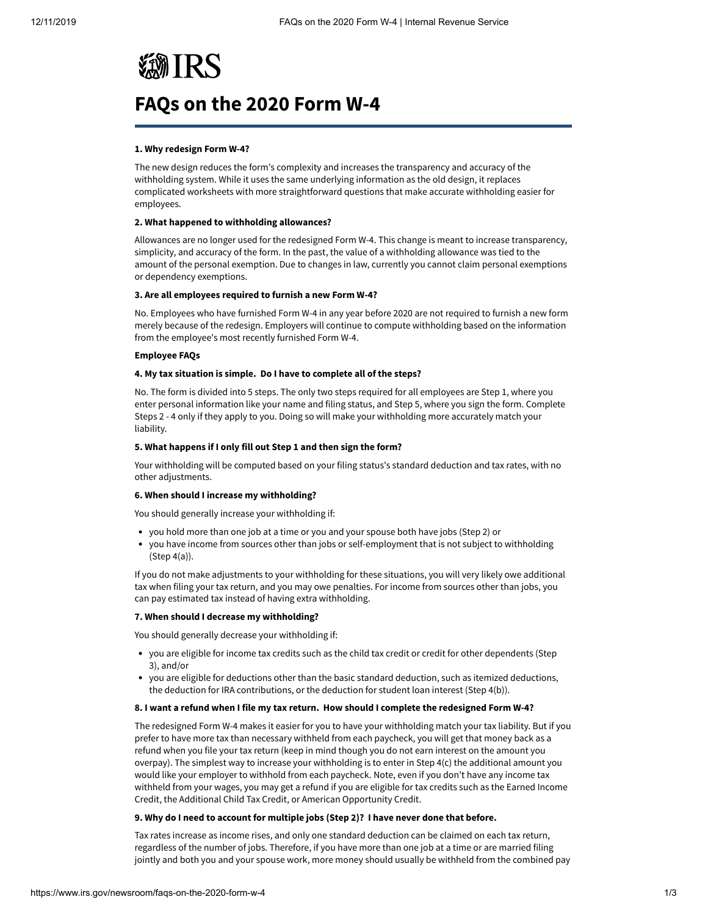# FAQs on the 2020 Form W-4

**1. Why redesign Form W-4?**

The new design reduces the form's complexity and increases the transparency and accuracy of the withholding system. While it uses the same underlying information as the old design, it replaces complicated worksheets with more straightforward questions that make accurate withholding easier for employees.

**2. What happened to withholding allowances?**

Allowances are no longer used for the redesigned Form W-4. This change is meant to increase transparency, simplicity, and accuracy of the form. In the past, the value of a withholding allowance was tied to the amount of the personal exemption. Due to changes in law, currently you cannot claim personal exemptions or dependency exemptions.

**3. Are all employees required to furnish a new Form W-4?**

No. Employees who have furnished Form W-4 in any year before 2020 are not required to furnish a new form merely because of the redesign. Employers will continue to compute withholding based on the information from the employee's most recently furnished Form W-4.

**Employee FAQs**

**4. My tax situation is simple. Do I have to complete all of the steps?**

No. The form is divided into 5 steps. The only two steps required for all employees are Step 1, where you enter personal information like your name and filing status, and Step 5, where you sign the form. Complete Steps 2 - 4 only if they apply to you. Doing so will make your withholding more accurately match your liability.

**5. What happens if I only fill out Step 1 and then sign the form?**

Your withholding will be computed based on your filing status's standard deduction and tax rates, with no other adjustments.

**6. When should I increase my withholding?**

You should generally increase your withholding if:

- you hold more than one job at a time or you and your spouse both have jobs (Step 2) or
- you have income from sources other than jobs or self-employment that is not subject to withholding (Step 4(a)).

If you do not make adjustments to your withholding for these situations, you will very likely owe additional tax when filing your tax return, and you may owe penalties. For income from sources other than jobs, you can pay estimated tax instead of having extra withholding.

**7. When should I decrease my withholding?**

You should generally decrease your withholding if:

- you are eligible for income tax credits such as the child tax credit or credit for other dependents (Step 3), and/or
- you are eligible for deductions other than the basic standard deduction, such as itemized deductions, the deduction for IRA contributions, or the deduction for student loan interest (Step 4(b)).

**8. I want a refund when I file my tax return. How should I complete the redesigned Form W-4?**

The redesigned Form W-4 makes it easier for you to have your withholding match your tax liability. But if you prefer to have more tax than necessary withheld from each paycheck, you will get that money back as a refund when you file your tax return (keep in mind though you do not earn interest on the amount you overpay). The simplest way to increase your withholding is to enter in Step 4(c) the additional amount you would like your employer to withhold from each paycheck. Note, even if you don't have any income tax withheld from your wages, you may get a refund if you are eligible for tax credits such as the Earned Income Credit, the Additional Child Tax Credit, or American Opportunity Credit.

**9. Why do I need to account for multiple jobs (Step 2)? I have never done that before.**

Tax rates increase as income rises, and only one standard deduction can be claimed on each tax return, regardless of the number of jobs. Therefore, if you have more than one job at a time or are married filing jointly and both you and your spouse work, more money should usually be withheld from the combined pay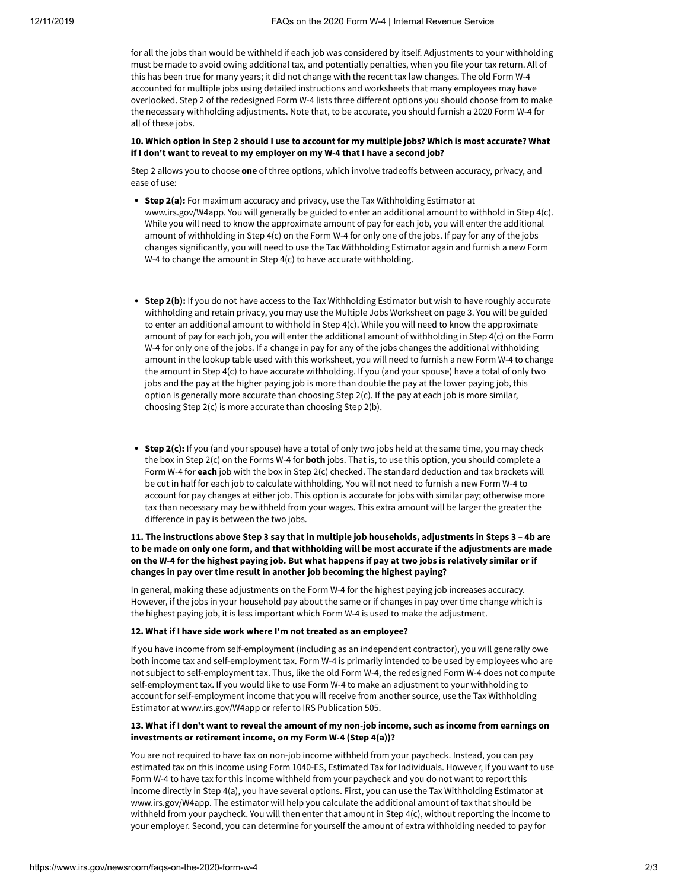for all the jobs than would be withheld if each job was considered by itself. Adjustments to your withholding must be made to avoid owing additional tax, and potentially penalties, when you file your tax return. All of this has been true for many years; it did not change with the recent tax law changes. The old Form W-4 accounted for multiple jobs using detailed instructions and worksheets that many employees may have overlooked. Step 2 of the redesigned Form W-4 lists three different options you should choose from to make the necessary withholding adjustments. Note that, to be accurate, you should furnish a 2020 Form W-4 for all of these jobs.

**10. Which option in Step 2 should I use to account for my multiple jobs? Which is most accurate? What if I don't want to reveal to my employer on my W-4 that I have a second job?**

Step 2 allows you to choose **one** of three options, which involve tradeoffs between accuracy, privacy, and ease of use:

- **Step 2(a):** For maximum accuracy and privacy, use the Tax Withholding Estimator at www.irs.gov/W4app. You will generally be guided to enter an additional amount to withhold in Step 4(c). While you will need to know the approximate amount of pay for each job, you will enter the additional amount of withholding in Step 4(c) on the Form W-4 for only one of the jobs. If pay for any of the jobs changes significantly, you will need to use the Tax Withholding Estimator again and furnish a new Form W-4 to change the amount in Step 4(c) to have accurate withholding.

- **Step 2(b):** If you do not have access to the Tax Withholding Estimator but wish to have roughly accurate withholding and retain privacy, you may use the Multiple Jobs Worksheet on page 3. You will be guided to enter an additional amount to withhold in Step 4(c). While you will need to know the approximate amount of pay for each job, you will enter the additional amount of withholding in Step 4(c) on the Form W-4 for only one of the jobs. If a change in pay for any of the jobs changes the additional withholding amount in the lookup table used with this worksheet, you will need to furnish a new Form W-4 to change the amount in Step 4(c) to have accurate withholding. If you (and your spouse) have a total of only two jobs and the pay at the higher paying job is more than double the pay at the lower paying job, this option is generally more accurate than choosing Step 2(c). If the pay at each job is more similar, choosing Step 2(c) is more accurate than choosing Step 2(b).

- **Step 2(c):** If you (and your spouse) have a total of only two jobs held at the same time, you may check the box in Step 2(c) on the Forms W-4 for **both** jobs. That is, to use this option, you should complete a Form W-4 for **each** job with the box in Step 2(c) checked. The standard deduction and tax brackets will be cut in half for each job to calculate withholding. You will not need to furnish a new Form W-4 to account for pay changes at either job. This option is accurate for jobs with similar pay; otherwise more tax than necessary may be withheld from your wages. This extra amount will be larger the greater the difference in pay is between the two jobs.

**11. The instructions above Step 3 say that in multiple job households, adjustments in Steps 3 – 4b are to be made on only one form, and that withholding will be most accurate if the adjustments are made on the W-4 for the highest paying job. But what happens if pay at two jobs is relatively similar or if changes in pay over time result in another job becoming the highest paying?**

In general, making these adjustments on the Form W-4 for the highest paying job increases accuracy. However, if the jobs in your household pay about the same or if changes in pay over time change which is the highest paying job, it is less important which Form W-4 is used to make the adjustment.

**12. What if I have side work where I'm not treated as an employee?**

If you have income from self-employment (including as an independent contractor), you will generally owe both income tax and self-employment tax. Form W-4 is primarily intended to be used by employees who are not subject to self-employment tax. Thus, like the old Form W-4, the redesigned Form W-4 does not compute self-employment tax. If you would like to use Form W-4 to make an adjustment to your withholding to account for self-employment income that you will receive from another source, use the Tax Withholding Estimator at www.irs.gov/W4app or refer to IRS Publication 505.

**13. What if I don't want to reveal the amount of my non-job income, such as income from earnings on investments or retirement income, on my Form W-4 (Step 4(a))?**

You are not required to have tax on non-job income withheld from your paycheck. Instead, you can pay estimated tax on this income using Form 1040-ES, Estimated Tax for Individuals. However, if you want to use Form W-4 to have tax for this income withheld from your paycheck and you do not want to report this income directly in Step 4(a), you have several options. First, you can use the Tax Withholding Estimator at www.irs.gov/W4app. The estimator will help you calculate the additional amount of tax that should be withheld from your paycheck. You will then enter that amount in Step 4(c), without reporting the income to your employer. Second, you can determine for yourself the amount of extra withholding needed to pay for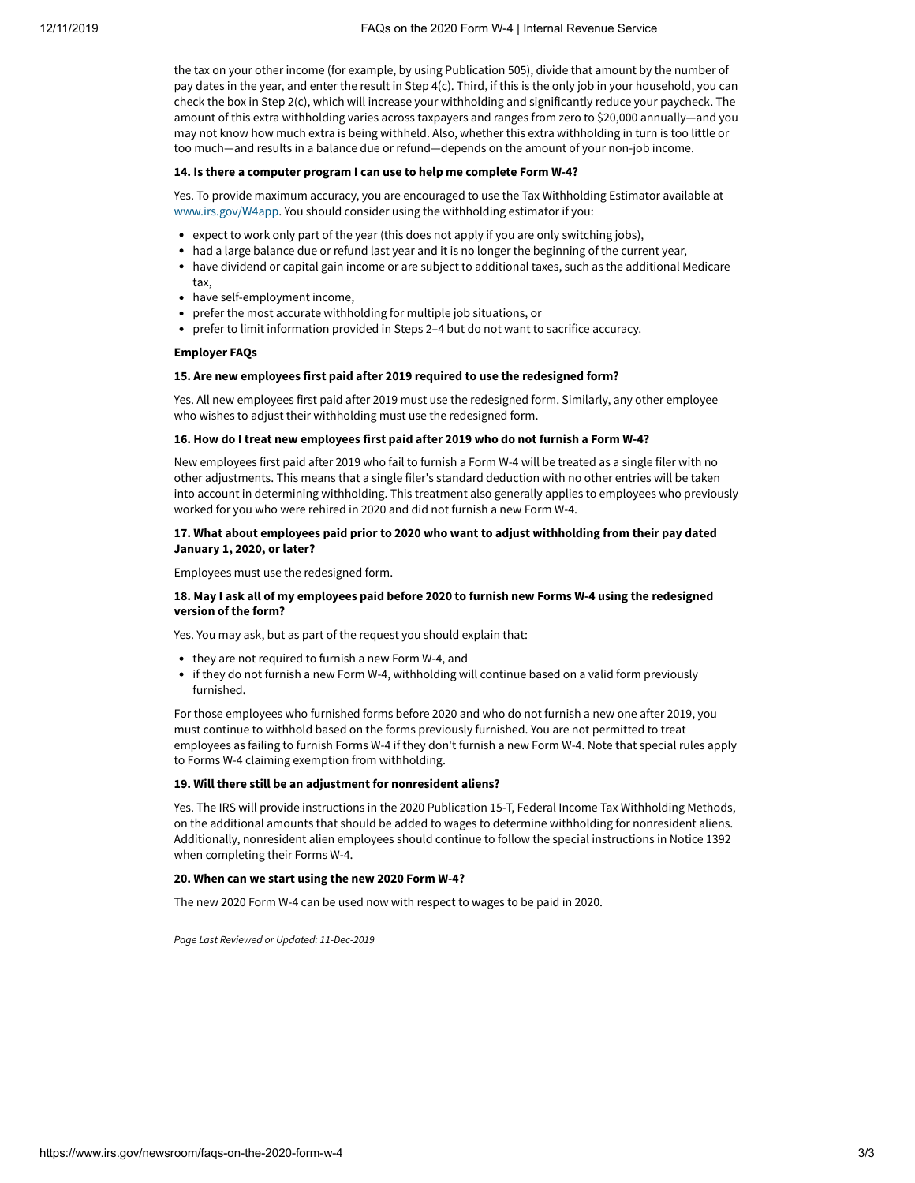the tax on your other income (for example, by using Publication 505), divide that amount by the number of pay dates in the year, and enter the result in Step 4(c). Third, if this is the only job in your household, you can check the box in Step 2(c), which will increase your withholding and significantly reduce your paycheck. The amount of this extra withholding varies across taxpayers and ranges from zero to $20,000 annually—and you may not know how much extra is being withheld. Also, whether this extra withholding in turn is too little or too much—and results in a balance due or refund—depends on the amount of your non-job income.

**14. Is there a computer program I can use to help me complete Form W-4?**

Yes. To provide maximum accuracy, you are encouraged to use the Tax Withholding Estimator available at www.irs.gov/W4app. You should consider using the withholding estimator if you:

- expect to work only part of the year (this does not apply if you are only switching jobs),
- had a large balance due or refund last year and it is no longer the beginning of the current year,
- have dividend or capital gain income or are subject to additional taxes, such as the additional Medicare tax,
- have self-employment income,
- prefer the most accurate withholding for multiple job situations, or
- prefer to limit information provided in Steps 2–4 but do not want to sacrifice accuracy.

**Employer FAQs**

**15. Are new employees first paid after 2019 required to use the redesigned form?**

Yes. All new employees first paid after 2019 must use the redesigned form. Similarly, any other employee who wishes to adjust their withholding must use the redesigned form.

**16. How do I treat new employees first paid after 2019 who do not furnish a Form W-4?**

New employees first paid after 2019 who fail to furnish a Form W-4 will be treated as a single filer with no other adjustments. This means that a single filer's standard deduction with no other entries will be taken into account in determining withholding. This treatment also generally applies to employees who previously worked for you who were rehired in 2020 and did not furnish a new Form W-4.

**17. What about employees paid prior to 2020 who want to adjust withholding from their pay dated January 1, 2020, or later?**

Employees must use the redesigned form.

**18. May I ask all of my employees paid before 2020 to furnish new Forms W-4 using the redesigned version of the form?**

Yes. You may ask, but as part of the request you should explain that:

- they are not required to furnish a new Form W-4, and
- if they do not furnish a new Form W-4, withholding will continue based on a valid form previously furnished.

For those employees who furnished forms before 2020 and who do not furnish a new one after 2019, you must continue to withhold based on the forms previously furnished. You are not permitted to treat employees as failing to furnish Forms W-4 if they don't furnish a new Form W-4. Note that special rules apply to Forms W-4 claiming exemption from withholding.

**19. Will there still be an adjustment for nonresident aliens?**

Yes. The IRS will provide instructions in the 2020 Publication 15-T, Federal Income Tax Withholding Methods, on the additional amounts that should be added to wages to determine withholding for nonresident aliens. Additionally, nonresident alien employees should continue to follow the special instructions in Notice 1392 when completing their Forms W-4.

**20. When can we start using the new 2020 Form W-4?**

The new 2020 Form W-4 can be used now with respect to wages to be paid in 2020.

*Page Last Reviewed or Updated: 11-Dec-2019*